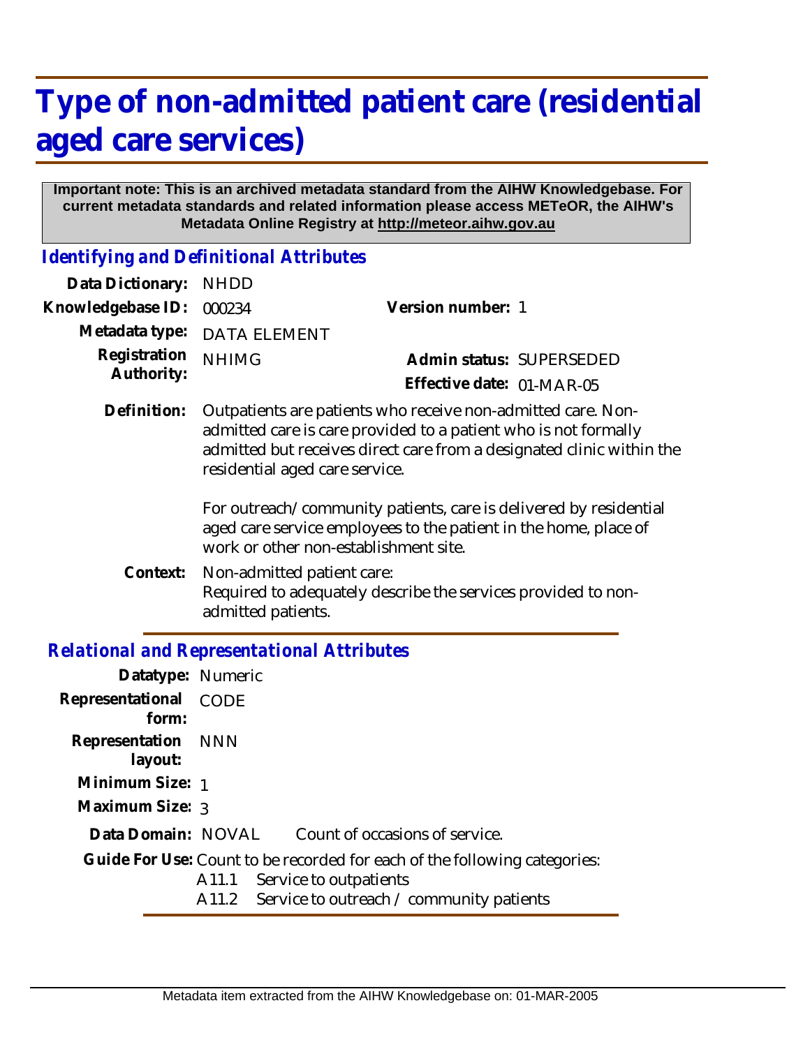# Type of non-admitted patient care (residential aged care services)

**Important note: This is an archived metadata standard from the AIHW Knowledgebase. For current metadata standards and related information please access METeOR, the AIHW's Metadata Online Registry at http://meteor.aihw.gov.au**

## *Identifying and Definitional Attributes*

| | | | |
|---|---|---|---|
| **Data Dictionary:** | NHDD | | |
| **Knowledgebase ID:** | 000234 | **Version number:** | 1 |
| **Metadata type:** | DATA ELEMENT | | |
| **Registration Authority:** | NHIMG | **Admin status:** | SUPERSEDED |
| | | **Effective date:** | 01-MAR-05 |

**Definition:** Outpatients are patients who receive non-admitted care. Non-admitted care is care provided to a patient who is not formally admitted but receives direct care from a designated clinic within the residential aged care service.

For outreach/community patients, care is delivered by residential aged care service employees to the patient in the home, place of work or other non-establishment site.

**Context:** Non-admitted patient care:
Required to adequately describe the services provided to non-admitted patients.

## *Relational and Representational Attributes*

**Datatype:** Numeric

**Representational form:** CODE

**Representation layout:** NNN

**Minimum Size:** 1

**Maximum Size:** 3

**Data Domain:** NOVAL Count of occasions of service.

**Guide For Use:** Count to be recorded for each of the following categories:

A11.1 Service to outpatients
A11.2 Service to outreach / community patients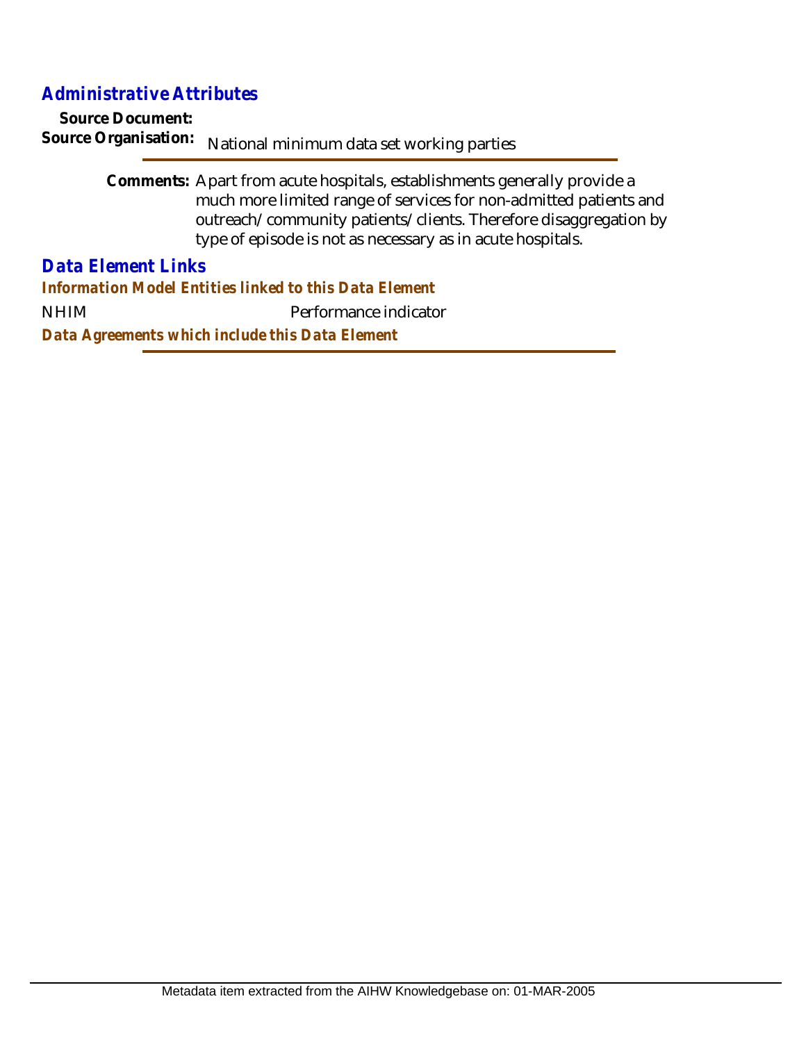## Administrative Attributes

**Source Document:**

**Source Organisation:** National minimum data set working parties

**Comments:** Apart from acute hospitals, establishments generally provide a much more limited range of services for non-admitted patients and outreach/community patients/clients. Therefore disaggregation by type of episode is not as necessary as in acute hospitals.

## Data Element Links

### Information Model Entities linked to this Data Element

NHIM Performance indicator

### Data Agreements which include this Data Element